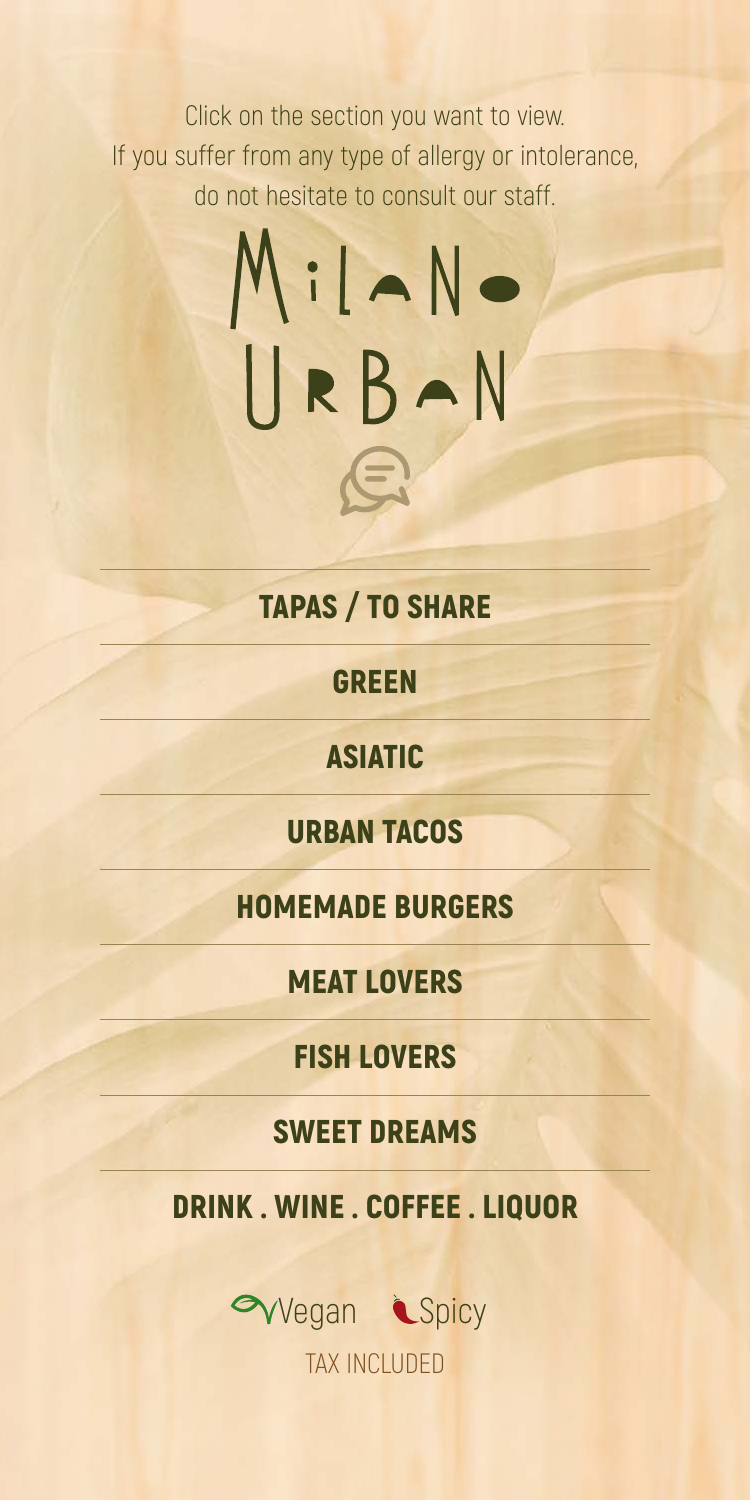Click on the section you want to view.
If you suffer from any type of allergy or intolerance, do not hesitate to consult our staff.

# Milano Urban

## TAPAS / TO SHARE

## GREEN

## ASIATIC

## URBAN TACOS

## HOMEMADE BURGERS

## MEAT LOVERS

## FISH LOVERS

## SWEET DREAMS

## DRINK . WINE . COFFEE . LIQUOR

Vegan Spicy

TAX INCLUDED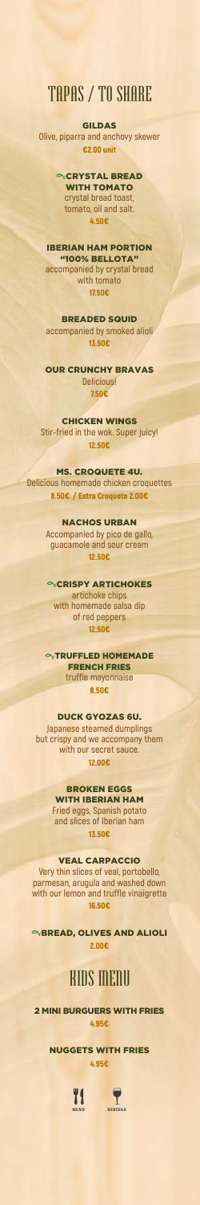# TAPAS / TO SHARE

**GILDAS**
Olive, piparra and anchovy skewer
**€2.00 unit**

**CRYSTAL BREAD WITH TOMATO**
crystal bread toast, tomato, oil and salt.
**4.50€**

**IBERIAN HAM PORTION "100% BELLOTA"**
accompanied by crystal bread with tomato
**17.50€**

**BREADED SQUID**
accompanied by smoked alioli
**13.50€**

**OUR CRUNCHY BRAVAS**
Delicious!
**7.50€**

**CHICKEN WINGS**
Stir-fried in the wok. Super juicy!
**12.50€**

**MS. CROQUETE 4U.**
Delicious homemade chicken croquettes
**8.50€ / Extra Croquete 2.00€**

**NACHOS URBAN**
Accompanied by pico de gallo, guacamole and sour cream
**12.50€**

**CRISPY ARTICHOKES**
artichoke chips with homemade salsa dip of red peppers
**12.50€**

**TRUFFLED HOMEMADE FRENCH FRIES**
truffle mayonnaise
**8.50€**

**DUCK GYOZAS 6U.**
Japanese steamed dumplings but crispy and we accompany them with our secret sauce.
**12.00€**

**BROKEN EGGS WITH IBERIAN HAM**
Fried eggs, Spanish potato and slices of Iberian ham
**13.50€**

**VEAL CARPACCIO**
Very thin slices of veal, portobello, parmesan, arugula and washed down with our lemon and truffle vinaigrette
**16.50€**

**BREAD, OLIVES AND ALIOLI**
**2.00€**

# KIDS MENU

**2 MINI BURGUERS WITH FRIES**
**4.95€**

**NUGGETS WITH FRIES**
**4.95€**

MENU BEBIDAS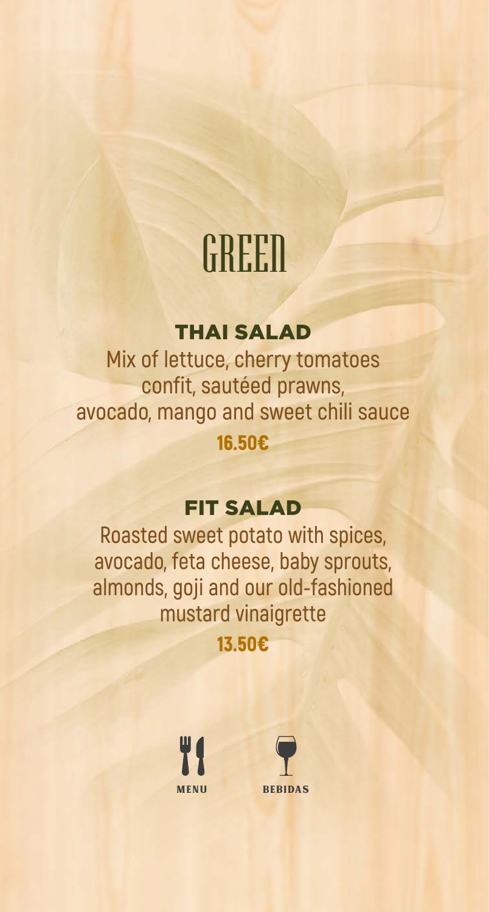# GREEN

## THAI SALAD

Mix of lettuce, cherry tomatoes confit, sautéed prawns, avocado, mango and sweet chili sauce

**16.50€**

## FIT SALAD

Roasted sweet potato with spices, avocado, feta cheese, baby sprouts, almonds, goji and our old-fashioned mustard vinaigrette

**13.50€**

MENU

BEBIDAS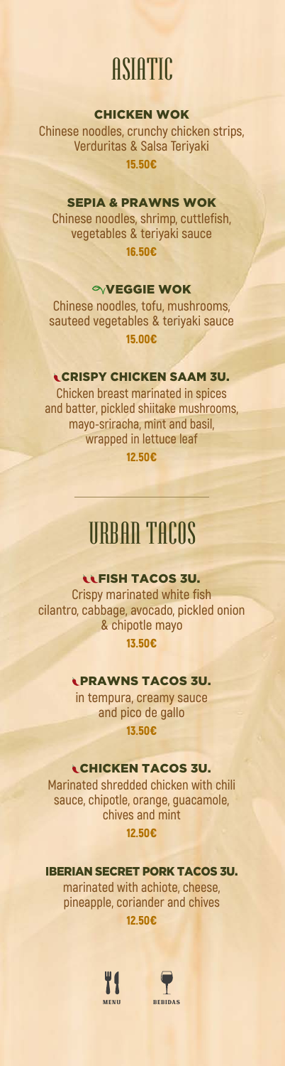# ASIATIC

### CHICKEN WOK

Chinese noodles, crunchy chicken strips, Verduritas & Salsa Teriyaki

**15.50€**

### SEPIA & PRAWNS WOK

Chinese noodles, shrimp, cuttlefish, vegetables & teriyaki sauce

**16.50€**

### VEGGIE WOK

Chinese noodles, tofu, mushrooms, sauteed vegetables & teriyaki sauce

**15.00€**

### CRISPY CHICKEN SAAM 3U.

Chicken breast marinated in spices and batter, pickled shiitake mushrooms, mayo-sriracha, mint and basil, wrapped in lettuce leaf

**12.50€**

---

# URBAN TACOS

### FISH TACOS 3U.

Crispy marinated white fish cilantro, cabbage, avocado, pickled onion & chipotle mayo

**13.50€**

### PRAWNS TACOS 3U.

in tempura, creamy sauce and pico de gallo

**13.50€**

### CHICKEN TACOS 3U.

Marinated shredded chicken with chili sauce, chipotle, orange, guacamole, chives and mint

**12.50€**

### IBERIAN SECRET PORK TACOS 3U.

marinated with achiote, cheese, pineapple, coriander and chives

**12.50€**

MENU BEBIDAS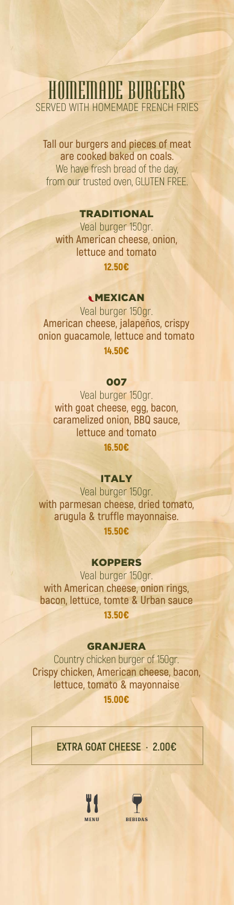# HOMEMADE BURGERS

SERVED WITH HOMEMADE FRENCH FRIES

Tall our burgers and pieces of meat are cooked baked on coals.
We have fresh bread of the day, from our trusted oven, GLUTEN FREE.

### TRADITIONAL

Veal burger 150gr.
with American cheese, onion, lettuce and tomato

**12.50€**

### MEXICAN

Veal burger 150gr.
American cheese, jalapeños, crispy onion guacamole, lettuce and tomato

**14.50€**

### 007

Veal burger 150gr.
with goat cheese, egg, bacon, caramelized onion, BBQ sauce, lettuce and tomato

**16.50€**

### ITALY

Veal burger 150gr.
with parmesan cheese, dried tomato, arugula & truffle mayonnaise.

**15.50€**

### KOPPERS

Veal burger 150gr.
with American cheese, onion rings, bacon, lettuce, tomte & Urban sauce

**13.50€**

### GRANJERA

Country chicken burger of 150gr.
Crispy chicken, American cheese, bacon, lettuce, tomato & mayonnaise

**15.00€**

EXTRA GOAT CHEESE · 2.00€

MENU BEBIDAS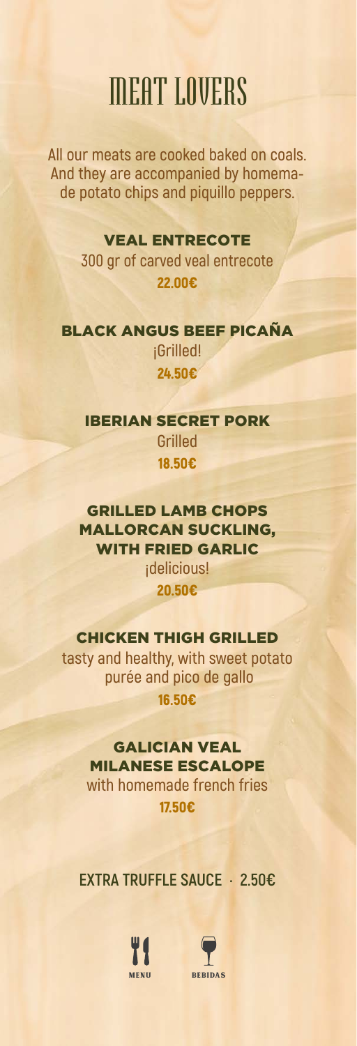# MEAT LOVERS

All our meats are cooked baked on coals. And they are accompanied by homemade potato chips and piquillo peppers.

### VEAL ENTRECOTE

300 gr of carved veal entrecote

**22.00€**

### BLACK ANGUS BEEF PICAÑA

¡Grilled!

**24.50€**

### IBERIAN SECRET PORK

Grilled

**18.50€**

### GRILLED LAMB CHOPS MALLORCAN SUCKLING, WITH FRIED GARLIC

¡delicious!

**20.50€**

### CHICKEN THIGH GRILLED

tasty and healthy, with sweet potato purée and pico de gallo

**16.50€**

### GALICIAN VEAL MILANESE ESCALOPE

with homemade french fries

**17.50€**

**EXTRA TRUFFLE SAUCE · 2.50€**

MENU BEBIDAS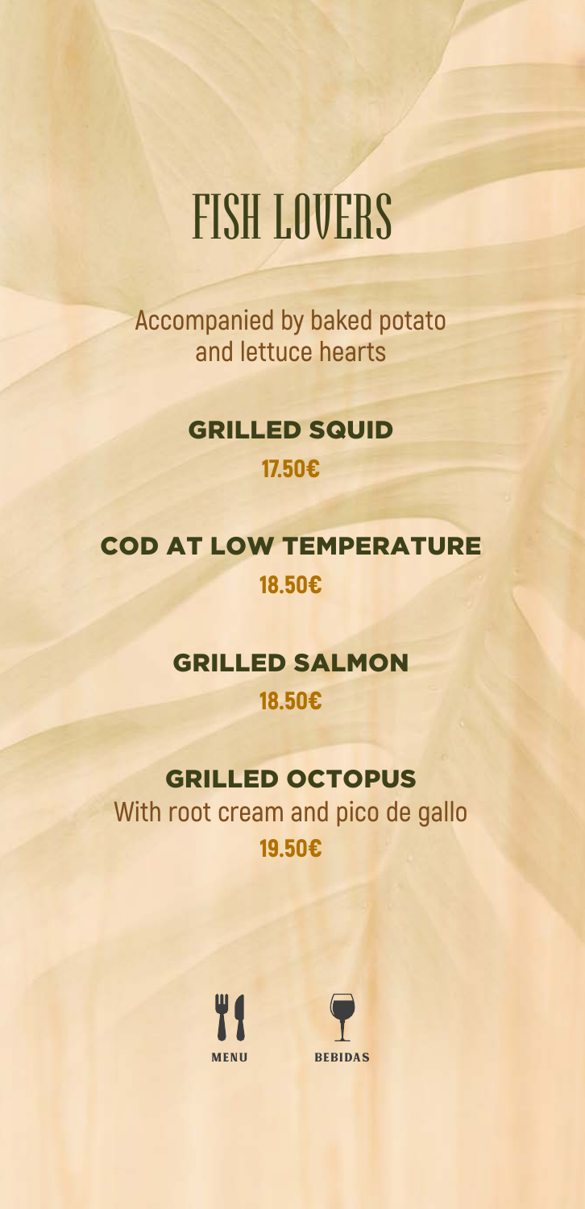# FISH LOVERS

Accompanied by baked potato and lettuce hearts

## GRILLED SQUID

**17.50€**

## COD AT LOW TEMPERATURE

**18.50€**

## GRILLED SALMON

**18.50€**

## GRILLED OCTOPUS

With root cream and pico de gallo

**19.50€**

MENU BEBIDAS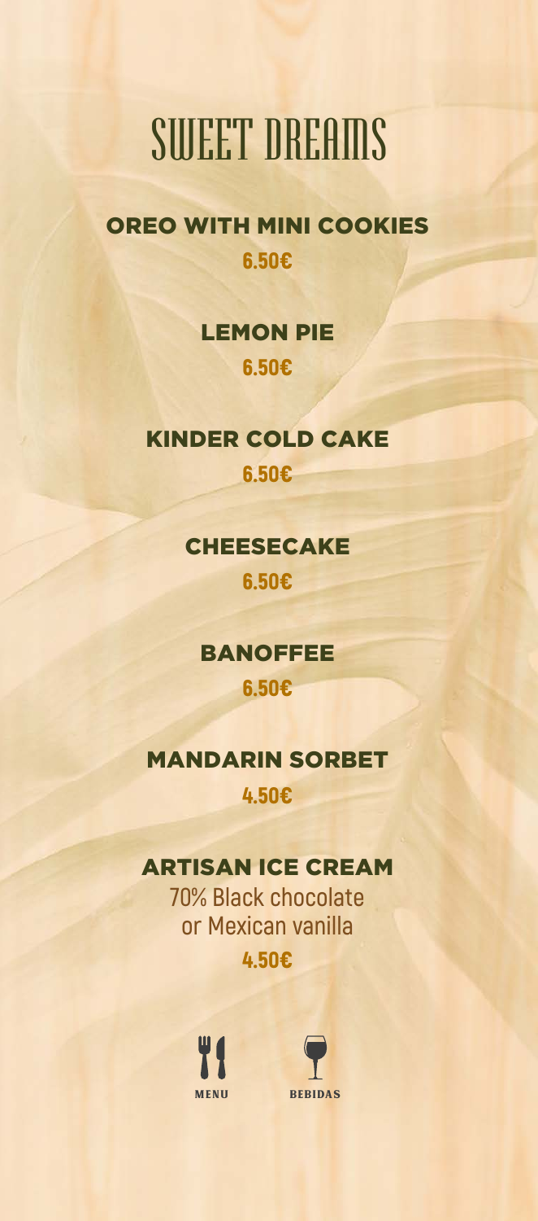# SWEET DREAMS

## OREO WITH MINI COOKIES

**6.50€**

## LEMON PIE

**6.50€**

## KINDER COLD CAKE

**6.50€**

## CHEESECAKE

**6.50€**

## BANOFFEE

**6.50€**

## MANDARIN SORBET

**4.50€**

## ARTISAN ICE CREAM

70% Black chocolate
or Mexican vanilla

**4.50€**

MENU BEBIDAS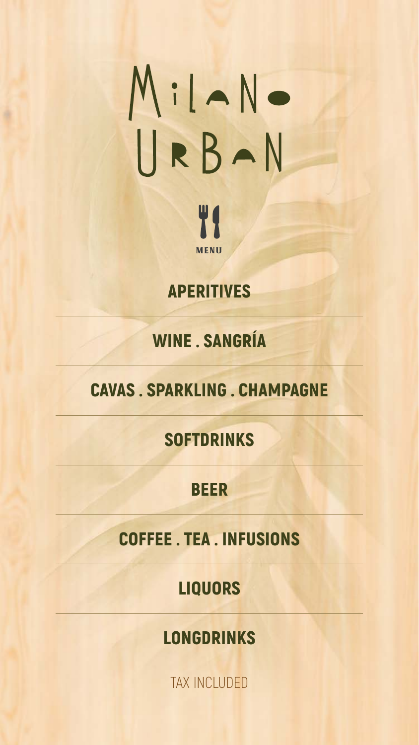# MILANO URBAN

MENU

## APERITIVES

## WINE . SANGRÍA

## CAVAS . SPARKLING . CHAMPAGNE

## SOFTDRINKS

## BEER

## COFFEE . TEA . INFUSIONS

## LIQUORS

## LONGDRINKS

TAX INCLUDED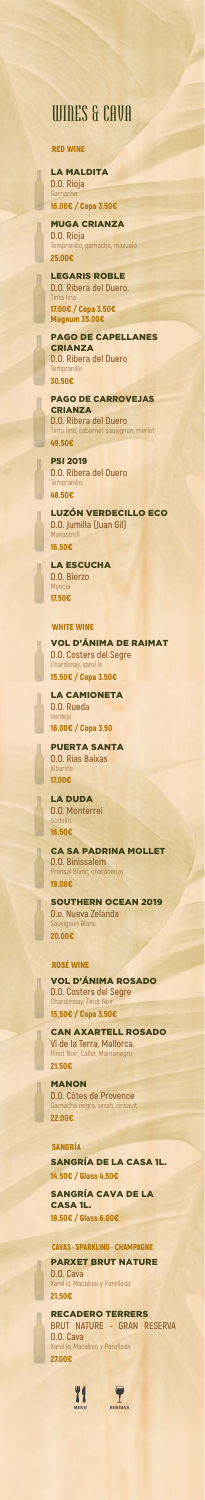# WINES & CAVA

## RED WINE

### LA MALDITA
D.O. Rioja
Garnacha
**16.00€ / Copa 3.50€**

### MUGA CRIANZA
D.O. Rioja
Tempranillo, garnacha, mazuelo
**25.00€**

### LEGARIS ROBLE
D.O. Ribera del Duero.
Tinta fina
**17.00€ / Copa 3.50€**
**Magnum 35.00€**

### PAGO DE CAPELLANES CRIANZA
D.O. Ribera del Duero
Tempranillo
**30.50€**

### PAGO DE CARROVEJAS CRIANZA
D.O. Ribera del Duero
Tinto fino, cabernet sauvignon, merlot
**49.50€**

### PSI 2019
D.O. Ribera del Duero
Tempranillo
**48.50€**

### LUZÓN VERDECILLO ECO
D.O. Jumilla (Juan Gil)
Monastrell
**16.50€**

### LA ESCUCHA
D.O. Bierzo
Mencía
**17.50€**

## WHITE WINE

### VOL D'ÁNIMA DE RAIMAT
D.O. Costers del Segre
Chardonnay, xarel lo
**15.50€ / Copa 3.50€**

### LA CAMIONETA
D.O. Rueda
Verdejo
**16.00€ / Copa 3.50**

### PUERTA SANTA
D.O. Rias Baixas
Albariño
**17.00€**

### LA DUDA
D.O. Monterrei
Godello
**16.50€**

### CA SA PADRINA MOLLET
D.O. Binissalem
Prensal Blanc, chardonnay
**19.00€**

### SOUTHERN OCEAN 2019
D.o. Nueva Zelanda
Sauvignon Blanc
**20.00€**

## ROSÉ WINE

### VOL D'ÁNIMA ROSADO
D.O. Costers del Segre
Chardonnay, Pinot Noir
**15.50€ / Copa 3.50€**

### CAN AXARTELL ROSADO
Vi de la Terra, Mallorca.
Pinot Noir, Callet, Mantonegro
**21.50€**

### MANON
D.O. Côtes de Provence
Garnacha negra, syrah, cinsault
**22.00€**

## SANGRÍA

### SANGRÍA DE LA CASA 1L.
**14.50€ / Glass 4.50€**

### SANGRÍA CAVA DE LA CASA 1L.
**18.50€ / Glass 6.00€**

## CAVAS - SPARKLING - CHAMPAGNE

### PARXET BRUT NATURE
D.O. Cava
Xarel lo, Macabeo y Parellada
**21.50€**

### RECADERO TERRERS
BRUT NATURE - GRAN RESERVA
D.O. Cava
Xarel lo, Macabeo y Parellada
**27.00€**

MENU BEBIDAS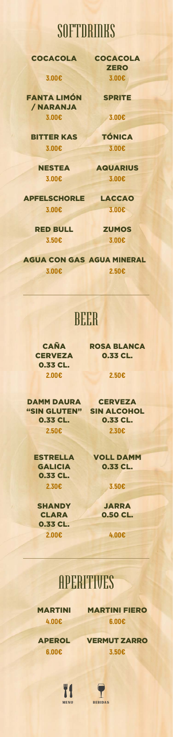# SOFTDRINKS

| | |
|---|---|
| **COCACOLA** 3.00€ | **COCACOLA ZERO** 3.00€ |
| **FANTA LIMÓN / NARANJA** 3.00€ | **SPRITE** 3.00€ |
| **BITTER KAS** 3.00€ | **TÓNICA** 3.00€ |
| **NESTEA** 3.00€ | **AQUARIUS** 3.00€ |
| **APFELSCHORLE** 3.00€ | **LACCAO** 3.00€ |
| **RED BULL** 3.50€ | **ZUMOS** 3.00€ |
| **AGUA CON GAS** 3.00€ | **AGUA MINERAL** 2.50€ |

# BEER

| | |
|---|---|
| **CAÑA CERVEZA 0.33 CL.** 2.00€ | **ROSA BLANCA 0.33 CL.** 2.50€ |
| **DAMM DAURA "SIN GLUTEN" 0.33 CL.** 2.50€ | **CERVEZA SIN ALCOHOL 0.33 CL.** 2.30€ |
| **ESTRELLA GALICIA 0.33 CL.** 2.30€ | **VOLL DAMM 0.33 CL.** 3.50€ |
| **SHANDY CLARA 0.33 CL.** 2.00€ | **JARRA 0.50 CL.** 4.00€ |

# APERITIVES

| | |
|---|---|
| **MARTINI** 4.00€ | **MARTINI FIERO** 6.00€ |
| **APEROL** 6.00€ | **VERMUT ZARRO** 3.50€ |

MENU BEBIDAS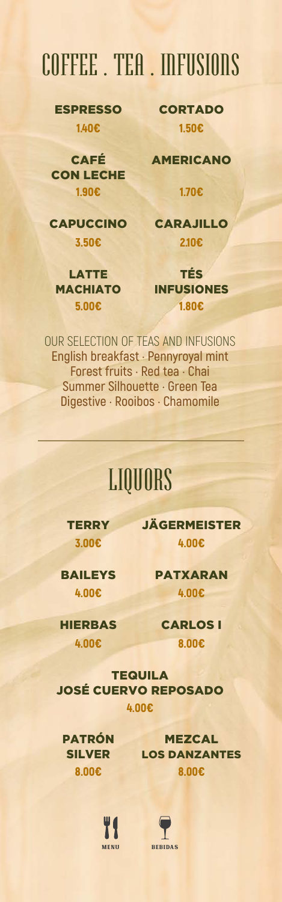# COFFEE . TEA . INFUSIONS

**ESPRESSO**
1.40€

**CORTADO**
1.50€

**CAFÉ CON LECHE**
1.90€

**AMERICANO**
1.70€

**CAPUCCINO**
3.50€

**CARAJILLO**
2.10€

**LATTE MACHIATO**
5.00€

**TÉS INFUSIONES**
1.80€

OUR SELECTION OF TEAS AND INFUSIONS
English breakfast · Pennyroyal mint
Forest fruits · Red tea · Chai
Summer Silhouette · Green Tea
Digestive · Rooibos · Chamomile

# LIQUORS

**TERRY**
3.00€

**JÄGERMEISTER**
4.00€

**BAILEYS**
4.00€

**PATXARAN**
4.00€

**HIERBAS**
4.00€

**CARLOS I**
8.00€

**TEQUILA JOSÉ CUERVO REPOSADO**
4.00€

**PATRÓN SILVER**
8.00€

**MEZCAL LOS DANZANTES**
8.00€

MENU · BEBIDAS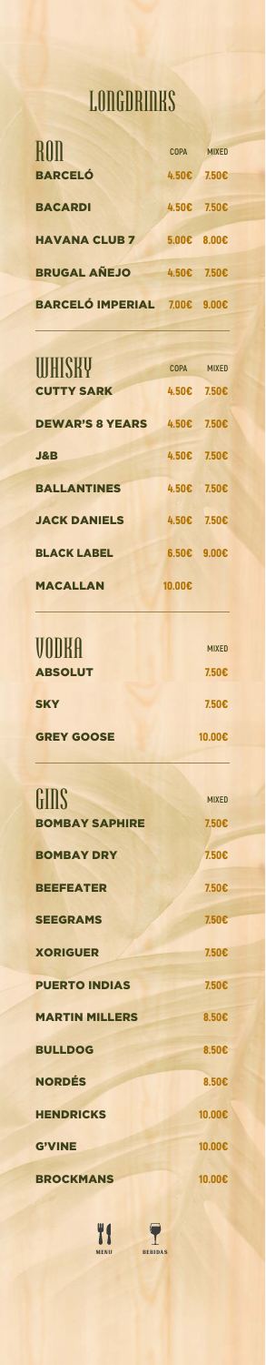# LONGDRINKS

## RON

| | COPA | MIXED |
|---|---|---|
| **BARCELÓ** | 4.50€ | 7.50€ |
| **BACARDI** | 4.50€ | 7.50€ |
| **HAVANA CLUB 7** | 5.00€ | 8.00€ |
| **BRUGAL AÑEJO** | 4.50€ | 7.50€ |
| **BARCELÓ IMPERIAL** | 7.00€ | 9.00€ |

## WHISKY

| | COPA | MIXED |
|---|---|---|
| **CUTTY SARK** | 4.50€ | 7.50€ |
| **DEWAR'S 8 YEARS** | 4.50€ | 7.50€ |
| **J&B** | 4.50€ | 7.50€ |
| **BALLANTINES** | 4.50€ | 7.50€ |
| **JACK DANIELS** | 4.50€ | 7.50€ |
| **BLACK LABEL** | 6.50€ | 9.00€ |
| **MACALLAN** | 10.00€ | |

## VODKA

| | MIXED |
|---|---|
| **ABSOLUT** | 7.50€ |
| **SKY** | 7.50€ |
| **GREY GOOSE** | 10.00€ |

## GINS

| | MIXED |
|---|---|
| **BOMBAY SAPHIRE** | 7.50€ |
| **BOMBAY DRY** | 7.50€ |
| **BEEFEATER** | 7.50€ |
| **SEEGRAMS** | 7.50€ |
| **XORIGUER** | 7.50€ |
| **PUERTO INDIAS** | 7.50€ |
| **MARTIN MILLERS** | 8.50€ |
| **BULLDOG** | 8.50€ |
| **NORDÉS** | 8.50€ |
| **HENDRICKS** | 10.00€ |
| **G'VINE** | 10.00€ |
| **BROCKMANS** | 10.00€ |

MENU BEBIDAS